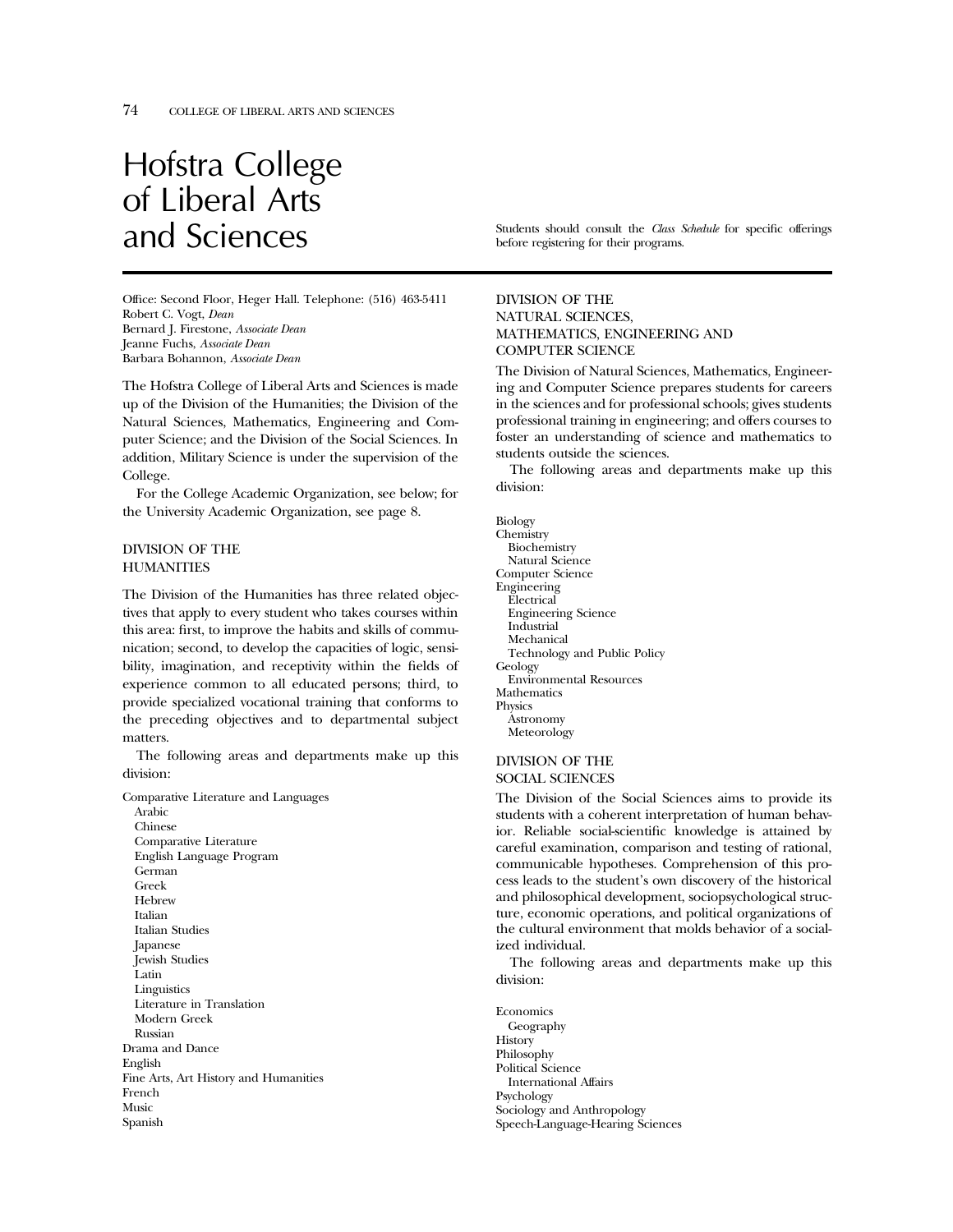# Hofstra College of Liberal Arts and Sciences

Students should consult the *Class Schedule* for specific offerings before registering for their programs.

Office: Second Floor, Heger Hall. Telephone: (516) 463-5411
Robert C. Vogt, *Dean*
Bernard J. Firestone, *Associate Dean*
Jeanne Fuchs, *Associate Dean*
Barbara Bohannon, *Associate Dean*

The Hofstra College of Liberal Arts and Sciences is made up of the Division of the Humanities; the Division of the Natural Sciences, Mathematics, Engineering and Computer Science; and the Division of the Social Sciences. In addition, Military Science is under the supervision of the College.

For the College Academic Organization, see below; for the University Academic Organization, see page 8.

## DIVISION OF THE HUMANITIES

The Division of the Humanities has three related objectives that apply to every student who takes courses within this area: first, to improve the habits and skills of communication; second, to develop the capacities of logic, sensibility, imagination, and receptivity within the fields of experience common to all educated persons; third, to provide specialized vocational training that conforms to the preceding objectives and to departmental subject matters.

The following areas and departments make up this division:

- Comparative Literature and Languages
  - Arabic
  - Chinese
  - Comparative Literature
  - English Language Program
  - German
  - Greek
  - Hebrew
  - Italian
  - Italian Studies
  - Japanese
  - Jewish Studies
  - Latin
  - Linguistics
  - Literature in Translation
  - Modern Greek
  - Russian
- Drama and Dance
- English
- Fine Arts, Art History and Humanities
- French
- Music
- Spanish

## DIVISION OF THE NATURAL SCIENCES, MATHEMATICS, ENGINEERING AND COMPUTER SCIENCE

The Division of Natural Sciences, Mathematics, Engineering and Computer Science prepares students for careers in the sciences and for professional schools; gives students professional training in engineering; and offers courses to foster an understanding of science and mathematics to students outside the sciences.

The following areas and departments make up this division:

- Biology
- Chemistry
  - Biochemistry
  - Natural Science
- Computer Science
- Engineering
  - Electrical
  - Engineering Science
  - Industrial
  - Mechanical
  - Technology and Public Policy
- Geology
  - Environmental Resources
- Mathematics
- Physics
  - Astronomy
  - Meteorology

## DIVISION OF THE SOCIAL SCIENCES

The Division of the Social Sciences aims to provide its students with a coherent interpretation of human behavior. Reliable social-scientific knowledge is attained by careful examination, comparison and testing of rational, communicable hypotheses. Comprehension of this process leads to the student's own discovery of the historical and philosophical development, sociopsychological structure, economic operations, and political organizations of the cultural environment that molds behavior of a socialized individual.

The following areas and departments make up this division:

- Economics
  - Geography
- History
- Philosophy
- Political Science
  - International Affairs
- Psychology
- Sociology and Anthropology
- Speech-Language-Hearing Sciences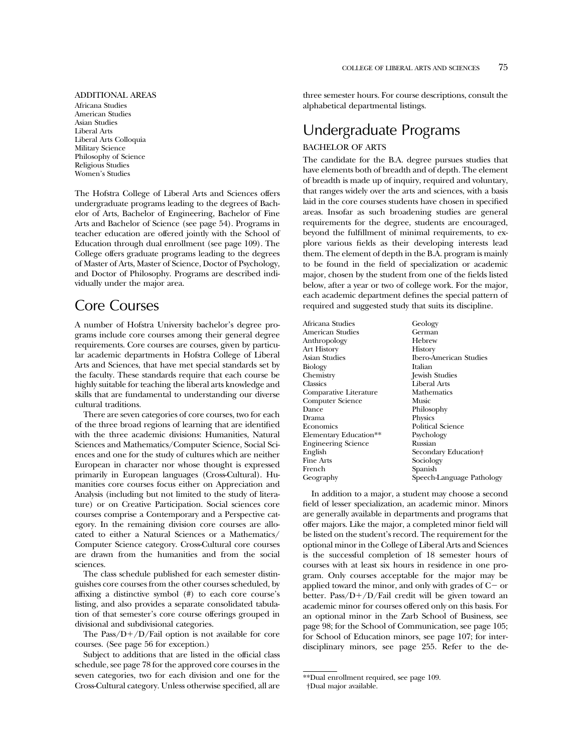ADDITIONAL AREAS

Africana Studies
American Studies
Asian Studies
Liberal Arts
Liberal Arts Colloquia
Military Science
Philosophy of Science
Religious Studies
Women's Studies

The Hofstra College of Liberal Arts and Sciences offers undergraduate programs leading to the degrees of Bachelor of Arts, Bachelor of Engineering, Bachelor of Fine Arts and Bachelor of Science (see page 54). Programs in teacher education are offered jointly with the School of Education through dual enrollment (see page 109). The College offers graduate programs leading to the degrees of Master of Arts, Master of Science, Doctor of Psychology, and Doctor of Philosophy. Programs are described individually under the major area.

# Core Courses

A number of Hofstra University bachelor's degree programs include core courses among their general degree requirements. Core courses are courses, given by particular academic departments in Hofstra College of Liberal Arts and Sciences, that have met special standards set by the faculty. These standards require that each course be highly suitable for teaching the liberal arts knowledge and skills that are fundamental to understanding our diverse cultural traditions.

There are seven categories of core courses, two for each of the three broad regions of learning that are identified with the three academic divisions: Humanities, Natural Sciences and Mathematics/Computer Science, Social Sciences and one for the study of cultures which are neither European in character nor whose thought is expressed primarily in European languages (Cross-Cultural). Humanities core courses focus either on Appreciation and Analysis (including but not limited to the study of literature) or on Creative Participation. Social sciences core courses comprise a Contemporary and a Perspective category. In the remaining division core courses are allocated to either a Natural Sciences or a Mathematics/Computer Science category. Cross-Cultural core courses are drawn from the humanities and from the social sciences.

The class schedule published for each semester distinguishes core courses from the other courses scheduled, by affixing a distinctive symbol (#) to each core course's listing, and also provides a separate consolidated tabulation of that semester's core course offerings grouped in divisional and subdivisional categories.

The Pass/D+/D/Fail option is not available for core courses. (See page 56 for exception.)

Subject to additions that are listed in the official class schedule, see page 78 for the approved core courses in the seven categories, two for each division and one for the Cross-Cultural category. Unless otherwise specified, all are three semester hours. For course descriptions, consult the alphabetical departmental listings.

# Undergraduate Programs

## BACHELOR OF ARTS

The candidate for the B.A. degree pursues studies that have elements both of breadth and of depth. The element of breadth is made up of inquiry, required and voluntary, that ranges widely over the arts and sciences, with a basis laid in the core courses students have chosen in specified areas. Insofar as such broadening studies are general requirements for the degree, students are encouraged, beyond the fulfillment of minimal requirements, to explore various fields as their developing interests lead them. The element of depth in the B.A. program is mainly to be found in the field of specialization or academic major, chosen by the student from one of the fields listed below, after a year or two of college work. For the major, each academic department defines the special pattern of required and suggested study that suits its discipline.

Africana Studies
American Studies
Anthropology
Art History
Asian Studies
Biology
Chemistry
Classics
Comparative Literature
Computer Science
Dance
Drama
Economics
Elementary Education**
Engineering Science
English
Fine Arts
French
Geography
Geology
German
Hebrew
History
Ibero-American Studies
Italian
Jewish Studies
Liberal Arts
Mathematics
Music
Philosophy
Physics
Political Science
Psychology
Russian
Secondary Education†
Sociology
Spanish
Speech-Language Pathology

In addition to a major, a student may choose a second field of lesser specialization, an academic minor. Minors are generally available in departments and programs that offer majors. Like the major, a completed minor field will be listed on the student's record. The requirement for the optional minor in the College of Liberal Arts and Sciences is the successful completion of 18 semester hours of courses with at least six hours in residence in one program. Only courses acceptable for the major may be applied toward the minor, and only with grades of C− or better. Pass/D+/D/Fail credit will be given toward an academic minor for courses offered only on this basis. For an optional minor in the Zarb School of Business, see page 98; for the School of Communication, see page 105; for School of Education minors, see page 107; for interdisciplinary minors, see page 255. Refer to the de-

**Dual enrollment required, see page 109.
†Dual major available.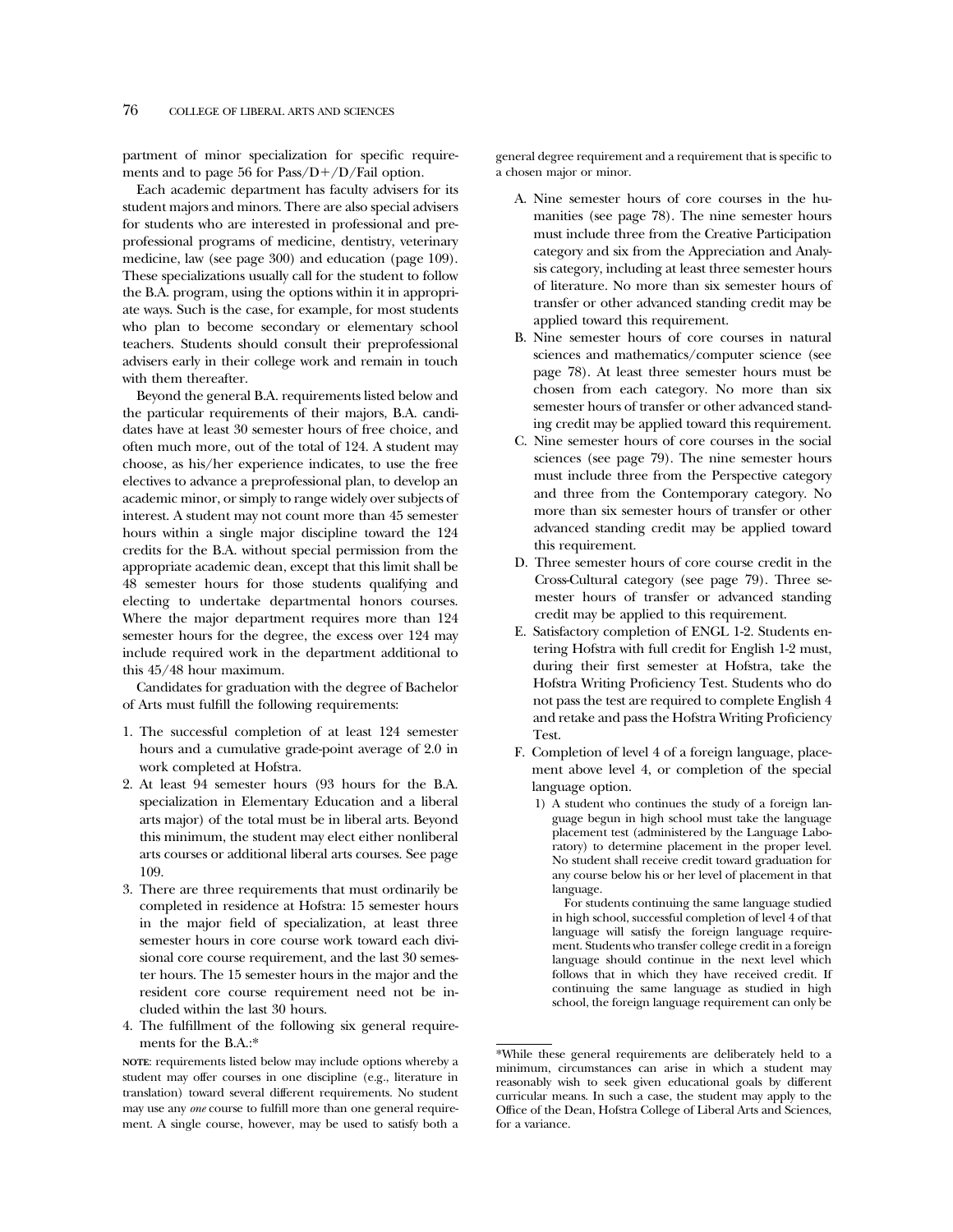partment of minor specialization for specific requirements and to page 56 for Pass/D+/D/Fail option.

Each academic department has faculty advisers for its student majors and minors. There are also special advisers for students who are interested in professional and preprofessional programs of medicine, dentistry, veterinary medicine, law (see page 300) and education (page 109). These specializations usually call for the student to follow the B.A. program, using the options within it in appropriate ways. Such is the case, for example, for most students who plan to become secondary or elementary school teachers. Students should consult their preprofessional advisers early in their college work and remain in touch with them thereafter.

Beyond the general B.A. requirements listed below and the particular requirements of their majors, B.A. candidates have at least 30 semester hours of free choice, and often much more, out of the total of 124. A student may choose, as his/her experience indicates, to use the free electives to advance a preprofessional plan, to develop an academic minor, or simply to range widely over subjects of interest. A student may not count more than 45 semester hours within a single major discipline toward the 124 credits for the B.A. without special permission from the appropriate academic dean, except that this limit shall be 48 semester hours for those students qualifying and electing to undertake departmental honors courses. Where the major department requires more than 124 semester hours for the degree, the excess over 124 may include required work in the department additional to this 45/48 hour maximum.

Candidates for graduation with the degree of Bachelor of Arts must fulfill the following requirements:

1. The successful completion of at least 124 semester hours and a cumulative grade-point average of 2.0 in work completed at Hofstra.
2. At least 94 semester hours (93 hours for the B.A. specialization in Elementary Education and a liberal arts major) of the total must be in liberal arts. Beyond this minimum, the student may elect either nonliberal arts courses or additional liberal arts courses. See page 109.
3. There are three requirements that must ordinarily be completed in residence at Hofstra: 15 semester hours in the major field of specialization, at least three semester hours in core course work toward each divisional core course requirement, and the last 30 semester hours. The 15 semester hours in the major and the resident core course requirement need not be included within the last 30 hours.
4. The fulfillment of the following six general requirements for the B.A.:*

**NOTE:** requirements listed below may include options whereby a student may offer courses in one discipline (e.g., literature in translation) toward several different requirements. No student may use any *one* course to fulfill more than one general requirement. A single course, however, may be used to satisfy both a general degree requirement and a requirement that is specific to a chosen major or minor.

A. Nine semester hours of core courses in the humanities (see page 78). The nine semester hours must include three from the Creative Participation category and six from the Appreciation and Analysis category, including at least three semester hours of literature. No more than six semester hours of transfer or other advanced standing credit may be applied toward this requirement.

B. Nine semester hours of core courses in natural sciences and mathematics/computer science (see page 78). At least three semester hours must be chosen from each category. No more than six semester hours of transfer or other advanced standing credit may be applied toward this requirement.

C. Nine semester hours of core courses in the social sciences (see page 79). The nine semester hours must include three from the Perspective category and three from the Contemporary category. No more than six semester hours of transfer or other advanced standing credit may be applied toward this requirement.

D. Three semester hours of core course credit in the Cross-Cultural category (see page 79). Three semester hours of transfer or advanced standing credit may be applied to this requirement.

E. Satisfactory completion of ENGL 1-2. Students entering Hofstra with full credit for English 1-2 must, during their first semester at Hofstra, take the Hofstra Writing Proficiency Test. Students who do not pass the test are required to complete English 4 and retake and pass the Hofstra Writing Proficiency Test.

F. Completion of level 4 of a foreign language, placement above level 4, or completion of the special language option.

1) A student who continues the study of a foreign language begun in high school must take the language placement test (administered by the Language Laboratory) to determine placement in the proper level. No student shall receive credit toward graduation for any course below his or her level of placement in that language.

For students continuing the same language studied in high school, successful completion of level 4 of that language will satisfy the foreign language requirement. Students who transfer college credit in a foreign language should continue in the next level which follows that in which they have received credit. If continuing the same language as studied in high school, the foreign language requirement can only be

---

*While these general requirements are deliberately held to a minimum, circumstances can arise in which a student may reasonably wish to seek given educational goals by different curricular means. In such a case, the student may apply to the Office of the Dean, Hofstra College of Liberal Arts and Sciences, for a variance.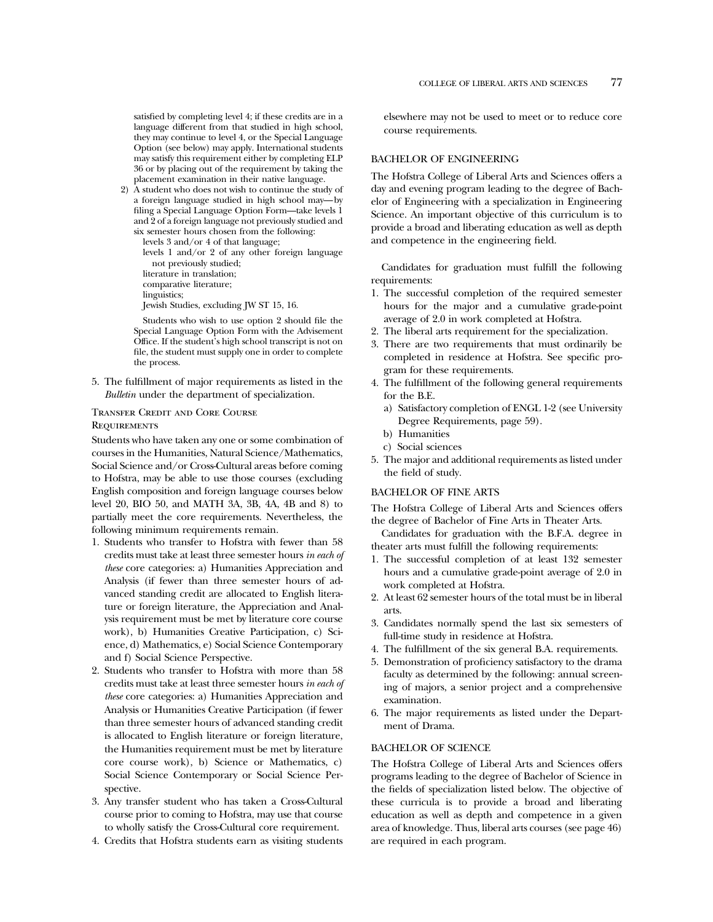satisfied by completing level 4; if these credits are in a language different from that studied in high school, they may continue to level 4, or the Special Language Option (see below) may apply. International students may satisfy this requirement either by completing ELP 36 or by placing out of the requirement by taking the placement examination in their native language.

2) A student who does not wish to continue the study of a foreign language studied in high school may—by filing a Special Language Option Form—take levels 1 and 2 of a foreign language not previously studied and six semester hours chosen from the following:
   - levels 3 and/or 4 of that language;
   - levels 1 and/or 2 of any other foreign language not previously studied;
   - literature in translation;
   - comparative literature;
   - linguistics;
   - Jewish Studies, excluding JW ST 15, 16.

   Students who wish to use option 2 should file the Special Language Option Form with the Advisement Office. If the student's high school transcript is not on file, the student must supply one in order to complete the process.

5. The fulfillment of major requirements as listed in the *Bulletin* under the department of specialization.

### Transfer Credit and Core Course Requirements

Students who have taken any one or some combination of courses in the Humanities, Natural Science/Mathematics, Social Science and/or Cross-Cultural areas before coming to Hofstra, may be able to use those courses (excluding English composition and foreign language courses below level 20, BIO 50, and MATH 3A, 3B, 4A, 4B and 8) to partially meet the core requirements. Nevertheless, the following minimum requirements remain.

1. Students who transfer to Hofstra with fewer than 58 credits must take at least three semester hours *in each of these* core categories: a) Humanities Appreciation and Analysis (if fewer than three semester hours of advanced standing credit are allocated to English literature or foreign literature, the Appreciation and Analysis requirement must be met by literature core course work), b) Humanities Creative Participation, c) Science, d) Mathematics, e) Social Science Contemporary and f) Social Science Perspective.
2. Students who transfer to Hofstra with more than 58 credits must take at least three semester hours *in each of these* core categories: a) Humanities Appreciation and Analysis or Humanities Creative Participation (if fewer than three semester hours of advanced standing credit is allocated to English literature or foreign literature, the Humanities requirement must be met by literature core course work), b) Science or Mathematics, c) Social Science Contemporary or Social Science Perspective.
3. Any transfer student who has taken a Cross-Cultural course prior to coming to Hofstra, may use that course to wholly satisfy the Cross-Cultural core requirement.
4. Credits that Hofstra students earn as visiting students elsewhere may not be used to meet or to reduce core course requirements.

## BACHELOR OF ENGINEERING

The Hofstra College of Liberal Arts and Sciences offers a day and evening program leading to the degree of Bachelor of Engineering with a specialization in Engineering Science. An important objective of this curriculum is to provide a broad and liberating education as well as depth and competence in the engineering field.

Candidates for graduation must fulfill the following requirements:

1. The successful completion of the required semester hours for the major and a cumulative grade-point average of 2.0 in work completed at Hofstra.
2. The liberal arts requirement for the specialization.
3. There are two requirements that must ordinarily be completed in residence at Hofstra. See specific program for these requirements.
4. The fulfillment of the following general requirements for the B.E.
   - a) Satisfactory completion of ENGL 1-2 (see University Degree Requirements, page 59).
   - b) Humanities
   - c) Social sciences
5. The major and additional requirements as listed under the field of study.

## BACHELOR OF FINE ARTS

The Hofstra College of Liberal Arts and Sciences offers the degree of Bachelor of Fine Arts in Theater Arts.

Candidates for graduation with the B.F.A. degree in theater arts must fulfill the following requirements:

1. The successful completion of at least 132 semester hours and a cumulative grade-point average of 2.0 in work completed at Hofstra.
2. At least 62 semester hours of the total must be in liberal arts.
3. Candidates normally spend the last six semesters of full-time study in residence at Hofstra.
4. The fulfillment of the six general B.A. requirements.
5. Demonstration of proficiency satisfactory to the drama faculty as determined by the following: annual screening of majors, a senior project and a comprehensive examination.
6. The major requirements as listed under the Department of Drama.

## BACHELOR OF SCIENCE

The Hofstra College of Liberal Arts and Sciences offers programs leading to the degree of Bachelor of Science in the fields of specialization listed below. The objective of these curricula is to provide a broad and liberating education as well as depth and competence in a given area of knowledge. Thus, liberal arts courses (see page 46) are required in each program.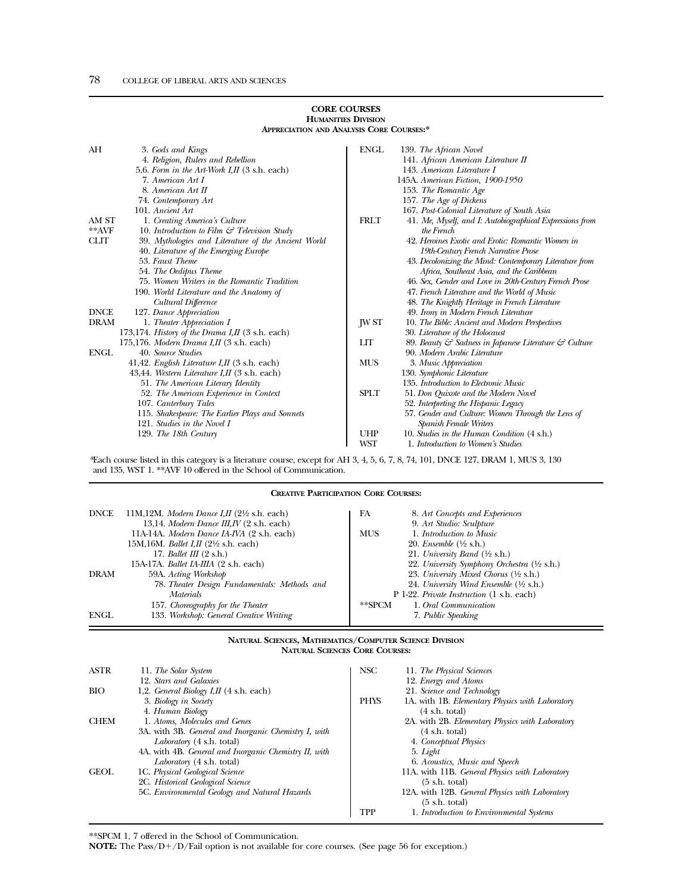## CORE COURSES

### HUMANITIES DIVISION

#### APPRECIATION AND ANALYSIS CORE COURSES:*

**AH**
- 3. *Gods and Kings*
- 4. *Religion, Rulers and Rebellion*
- 5,6. *Form in the Art-Work I,II* (3 s.h. each)
- 7. *American Art I*
- 8. *American Art II*
- 74. *Contemporary Art*
- 101. *Ancient Art*

**AM ST**
- 1. *Creating America's Culture*

****AVF**
- 10. *Introduction to Film & Television Study*

**CLIT**
- 39. *Mythologies and Literature of the Ancient World*
- 40. *Literature of the Emerging Europe*
- 53. *Faust Theme*
- 54. *The Oedipus Theme*
- 75. *Women Writers in the Romantic Tradition*
- 190. *World Literature and the Anatomy of Cultural Difference*

**DNCE**
- 127. *Dance Appreciation*

**DRAM**
- 1. *Theater Appreciation I*
- 173,174. *History of the Drama I,II* (3 s.h. each)
- 175,176. *Modern Drama I,II* (3 s.h. each)

**ENGL**
- 40. *Source Studies*
- 41,42. *English Literature I,II* (3 s.h. each)
- 43,44. *Western Literature I,II* (3 s.h. each)
- 51. *The American Literary Identity*
- 52. *The American Experience in Context*
- 107. *Canterbury Tales*
- 115. *Shakespeare: The Earlier Plays and Sonnets*
- 121. *Studies in the Novel I*
- 129. *The 18th Century*
- 139. *The African Novel*
- 141. *African American Literature II*
- 143. *American Literature I*
- 145A. *American Fiction, 1900-1950*
- 153. *The Romantic Age*
- 157. *The Age of Dickens*
- 167. *Post-Colonial Literature of South Asia*

**FRLT**
- 41. *Me, Myself, and I: Autobiographical Expressions from the French*
- 42. *Heroines Exotic and Erotic: Romantic Women in 19th-Century French Narrative Prose*
- 43. *Decolonizing the Mind: Contemporary Literature from Africa, Southeast Asia, and the Caribbean*
- 46. *Sex, Gender and Love in 20th-Century French Prose*
- 47. *French Literature and the World of Music*
- 48. *The Knightly Heritage in French Literature*
- 49. *Irony in Modern French Literature*

**JW ST**
- 10. *The Bible: Ancient and Modern Perspectives*
- 30. *Literature of the Holocaust*

**LIT**
- 89. *Beauty & Sadness in Japanese Literature & Culture*
- 90. *Modern Arabic Literature*

**MUS**
- 3. *Music Appreciation*
- 130. *Symphonic Literature*
- 135. *Introduction to Electronic Music*

**SPLT**
- 51. *Don Quixote and the Modern Novel*
- 52. *Interpreting the Hispanic Legacy*
- 57. *Gender and Culture: Women Through the Lens of Spanish Female Writers*

**UHP**
- 10. *Studies in the Human Condition* (4 s.h.)

**WST**
- 1. *Introduction to Women's Studies*

*Each course listed in this category is a literature course, except for AH 3, 4, 5, 6, 7, 8, 74, 101, DNCE 127, DRAM 1, MUS 3, 130 and 135, WST 1. **AVF 10 offered in the School of Communication.

#### CREATIVE PARTICIPATION CORE COURSES:

**DNCE**
- 11M,12M. *Modern Dance I,II* (2½ s.h. each)
- 13,14. *Modern Dance III,IV* (2 s.h. each)
- 11A-14A. *Modern Dance IA-IVA* (2 s.h. each)
- 15M,16M. *Ballet I,II* (2½ s.h. each)
- 17. *Ballet III* (2 s.h.)
- 15A-17A. *Ballet IA-IIIA* (2 s.h. each)

**DRAM**
- 59A. *Acting Workshop*
- 78. *Theater Design Fundamentals: Methods and Materials*
- 157. *Choreography for the Theater*

**ENGL**
- 133. *Workshop: General Creative Writing*

**FA**
- 8. *Art Concepts and Experiences*
- 9. *Art Studio: Sculpture*

**MUS**
- 1. *Introduction to Music*
- 20. *Ensemble* (½ s.h.)
- 21. *University Band* (½ s.h.)
- 22. *University Symphony Orchestra* (½ s.h.)
- 23. *University Mixed Chorus* (½ s.h.)
- 24. *University Wind Ensemble* (½ s.h.)
- P 1-22. *Private Instruction* (1 s.h. each)

****SPCM**
- 1. *Oral Communication*
- 7. *Public Speaking*

### NATURAL SCIENCES, MATHEMATICS/COMPUTER SCIENCE DIVISION

#### NATURAL SCIENCES CORE COURSES:

**ASTR**
- 11. *The Solar System*
- 12. *Stars and Galaxies*

**BIO**
- 1,2. *General Biology I,II* (4 s.h. each)
- 3. *Biology in Society*
- 4. *Human Biology*

**CHEM**
- 1. *Atoms, Molecules and Genes*
- 3A. with 3B. *General and Inorganic Chemistry I, with Laboratory* (4 s.h. total)
- 4A. with 4B. *General and Inorganic Chemistry II, with Laboratory* (4 s.h. total)

**GEOL**
- 1C. *Physical Geological Science*
- 2C. *Historical Geological Science*
- 5C. *Environmental Geology and Natural Hazards*

**NSC**
- 11. *The Physical Sciences*
- 12. *Energy and Atoms*
- 21. *Science and Technology*

**PHYS**
- 1A. with 1B. *Elementary Physics with Laboratory* (4 s.h. total)
- 2A. with 2B. *Elementary Physics with Laboratory* (4 s.h. total)
- 4. *Conceptual Physics*
- 5. *Light*
- 6. *Acoustics, Music and Speech*
- 11A. with 11B. *General Physics with Laboratory* (5 s.h. total)
- 12A. with 12B. *General Physics with Laboratory* (5 s.h. total)

**TPP**
- 1. *Introduction to Environmental Systems*

**SPCM 1, 7 offered in the School of Communication.

**NOTE:** The Pass/D+/D/Fail option is not available for core courses. (See page 56 for exception.)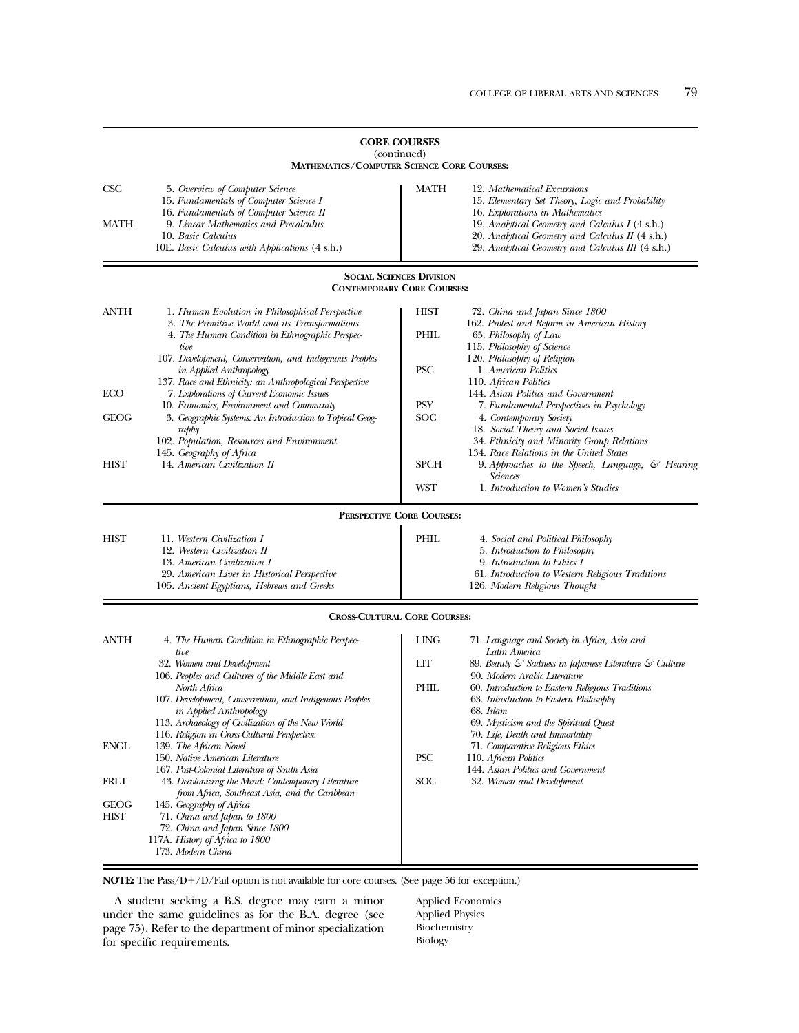## CORE COURSES
(continued)

### MATHEMATICS/COMPUTER SCIENCE CORE COURSES:

CSC
- 5. *Overview of Computer Science*
- 15. *Fundamentals of Computer Science I*
- 16. *Fundamentals of Computer Science II*

MATH
- 9. *Linear Mathematics and Precalculus*
- 10. *Basic Calculus*
- 10E. *Basic Calculus with Applications* (4 s.h.)
- 12. *Mathematical Excursions*
- 15. *Elementary Set Theory, Logic and Probability*
- 16. *Explorations in Mathematics*
- 19. *Analytical Geometry and Calculus I* (4 s.h.)
- 20. *Analytical Geometry and Calculus II* (4 s.h.)
- 29. *Analytical Geometry and Calculus III* (4 s.h.)

### SOCIAL SCIENCES DIVISION
### CONTEMPORARY CORE COURSES:

ANTH
- 1. *Human Evolution in Philosophical Perspective*
- 3. *The Primitive World and its Transformations*
- 4. *The Human Condition in Ethnographic Perspective*
- 107. *Development, Conservation, and Indigenous Peoples in Applied Anthropology*
- 137. *Race and Ethnicity: an Anthropological Perspective*

ECO
- 7. *Explorations of Current Economic Issues*
- 10. *Economics, Environment and Community*

GEOG
- 3. *Geographic Systems: An Introduction to Topical Geography*
- 102. *Population, Resources and Environment*
- 145. *Geography of Africa*

HIST
- 14. *American Civilization II*
- 72. *China and Japan Since 1800*
- 162. *Protest and Reform in American History*

PHIL
- 65. *Philosophy of Law*
- 115. *Philosophy of Science*
- 120. *Philosophy of Religion*

PSC
- 1. *American Politics*
- 110. *African Politics*
- 144. *Asian Politics and Government*

PSY
- 7. *Fundamental Perspectives in Psychology*

SOC
- 4. *Contemporary Society*
- 18. *Social Theory and Social Issues*
- 34. *Ethnicity and Minority Group Relations*
- 134. *Race Relations in the United States*

SPCH
- 9. *Approaches to the Speech, Language, & Hearing Sciences*

WST
- 1. *Introduction to Women's Studies*

### PERSPECTIVE CORE COURSES:

HIST
- 11. *Western Civilization I*
- 12. *Western Civilization II*
- 13. *American Civilization I*
- 29. *American Lives in Historical Perspective*
- 105. *Ancient Egyptians, Hebrews and Greeks*

PHIL
- 4. *Social and Political Philosophy*
- 5. *Introduction to Philosophy*
- 9. *Introduction to Ethics I*
- 61. *Introduction to Western Religious Traditions*
- 126. *Modern Religious Thought*

### CROSS-CULTURAL CORE COURSES:

ANTH
- 4. *The Human Condition in Ethnographic Perspective*
- 32. *Women and Development*
- 106. *Peoples and Cultures of the Middle East and North Africa*
- 107. *Development, Conservation, and Indigenous Peoples in Applied Anthropology*
- 113. *Archaeology of Civilization of the New World*
- 116. *Religion in Cross-Cultural Perspective*

ENGL
- 139. *The African Novel*
- 150. *Native American Literature*
- 167. *Post-Colonial Literature of South Asia*

FRLT
- 43. *Decolonizing the Mind: Contemporary Literature from Africa, Southeast Asia, and the Caribbean*

GEOG
- 145. *Geography of Africa*

HIST
- 71. *China and Japan to 1800*
- 72. *China and Japan Since 1800*
- 117A. *History of Africa to 1800*
- 173. *Modern China*

LING
- 71. *Language and Society in Africa, Asia and Latin America*

LIT
- 89. *Beauty & Sadness in Japanese Literature & Culture*
- 90. *Modern Arabic Literature*

PHIL
- 60. *Introduction to Eastern Religious Traditions*
- 63. *Introduction to Eastern Philosophy*
- 68. *Islam*
- 69. *Mysticism and the Spiritual Quest*
- 70. *Life, Death and Immortality*
- 71. *Comparative Religious Ethics*

PSC
- 110. *African Politics*
- 144. *Asian Politics and Government*

SOC
- 32. *Women and Development*

**NOTE:** The Pass/D+/D/Fail option is not available for core courses. (See page 56 for exception.)

A student seeking a B.S. degree may earn a minor under the same guidelines as for the B.A. degree (see page 75). Refer to the department of minor specialization for specific requirements.

Applied Economics
Applied Physics
Biochemistry
Biology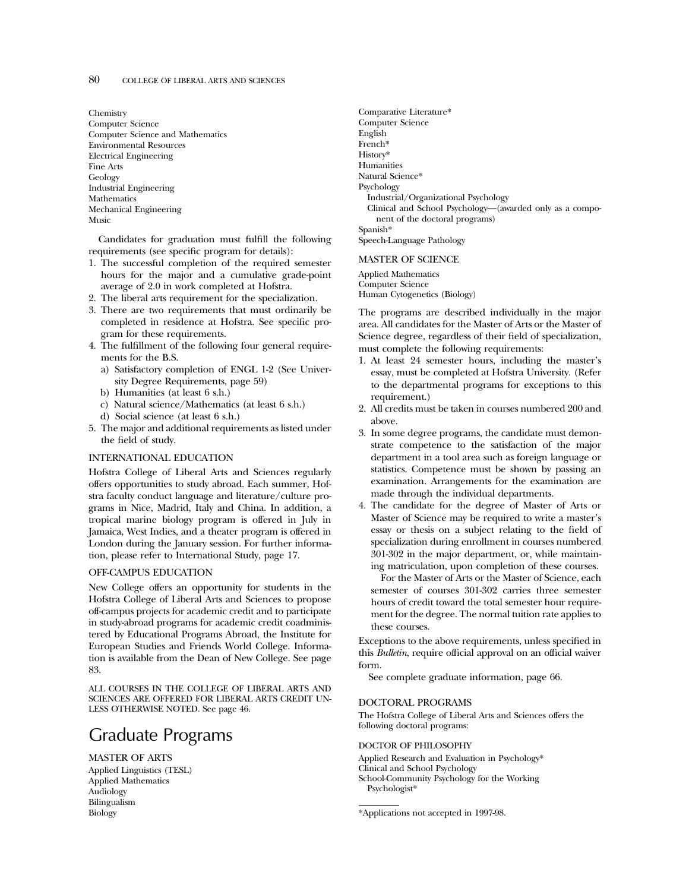Chemistry
Computer Science
Computer Science and Mathematics
Environmental Resources
Electrical Engineering
Fine Arts
Geology
Industrial Engineering
Mathematics
Mechanical Engineering
Music

Candidates for graduation must fulfill the following requirements (see specific program for details):

1. The successful completion of the required semester hours for the major and a cumulative grade-point average of 2.0 in work completed at Hofstra.
2. The liberal arts requirement for the specialization.
3. There are two requirements that must ordinarily be completed in residence at Hofstra. See specific program for these requirements.
4. The fulfillment of the following four general requirements for the B.S.
   a) Satisfactory completion of ENGL 1-2 (See University Degree Requirements, page 59)
   b) Humanities (at least 6 s.h.)
   c) Natural science/Mathematics (at least 6 s.h.)
   d) Social science (at least 6 s.h.)
5. The major and additional requirements as listed under the field of study.

### INTERNATIONAL EDUCATION

Hofstra College of Liberal Arts and Sciences regularly offers opportunities to study abroad. Each summer, Hofstra faculty conduct language and literature/culture programs in Nice, Madrid, Italy and China. In addition, a tropical marine biology program is offered in July in Jamaica, West Indies, and a theater program is offered in London during the January session. For further information, please refer to International Study, page 17.

### OFF-CAMPUS EDUCATION

New College offers an opportunity for students in the Hofstra College of Liberal Arts and Sciences to propose off-campus projects for academic credit and to participate in study-abroad programs for academic credit coadministered by Educational Programs Abroad, the Institute for European Studies and Friends World College. Information is available from the Dean of New College. See page 83.

ALL COURSES IN THE COLLEGE OF LIBERAL ARTS AND SCIENCES ARE OFFERED FOR LIBERAL ARTS CREDIT UNLESS OTHERWISE NOTED. See page 46.

## Graduate Programs

### MASTER OF ARTS

Applied Linguistics (TESL)
Applied Mathematics
Audiology
Bilingualism
Biology
Comparative Literature*
Computer Science
English
French*
History*
Humanities
Natural Science*
Psychology
  Industrial/Organizational Psychology
  Clinical and School Psychology—(awarded only as a component of the doctoral programs)
Spanish*
Speech-Language Pathology

### MASTER OF SCIENCE

Applied Mathematics
Computer Science
Human Cytogenetics (Biology)

The programs are described individually in the major area. All candidates for the Master of Arts or the Master of Science degree, regardless of their field of specialization, must complete the following requirements:

1. At least 24 semester hours, including the master's essay, must be completed at Hofstra University. (Refer to the departmental programs for exceptions to this requirement.)
2. All credits must be taken in courses numbered 200 and above.
3. In some degree programs, the candidate must demonstrate competence to the satisfaction of the major department in a tool area such as foreign language or statistics. Competence must be shown by passing an examination. Arrangements for the examination are made through the individual departments.
4. The candidate for the degree of Master of Arts or Master of Science may be required to write a master's essay or thesis on a subject relating to the field of specialization during enrollment in courses numbered 301-302 in the major department, or, while maintaining matriculation, upon completion of these courses.

   For the Master of Arts or the Master of Science, each semester of courses 301-302 carries three semester hours of credit toward the total semester hour requirement for the degree. The normal tuition rate applies to these courses.

Exceptions to the above requirements, unless specified in this *Bulletin*, require official approval on an official waiver form.

See complete graduate information, page 66.

### DOCTORAL PROGRAMS

The Hofstra College of Liberal Arts and Sciences offers the following doctoral programs:

#### DOCTOR OF PHILOSOPHY

Applied Research and Evaluation in Psychology*
Clinical and School Psychology
School-Community Psychology for the Working Psychologist*

*Applications not accepted in 1997-98.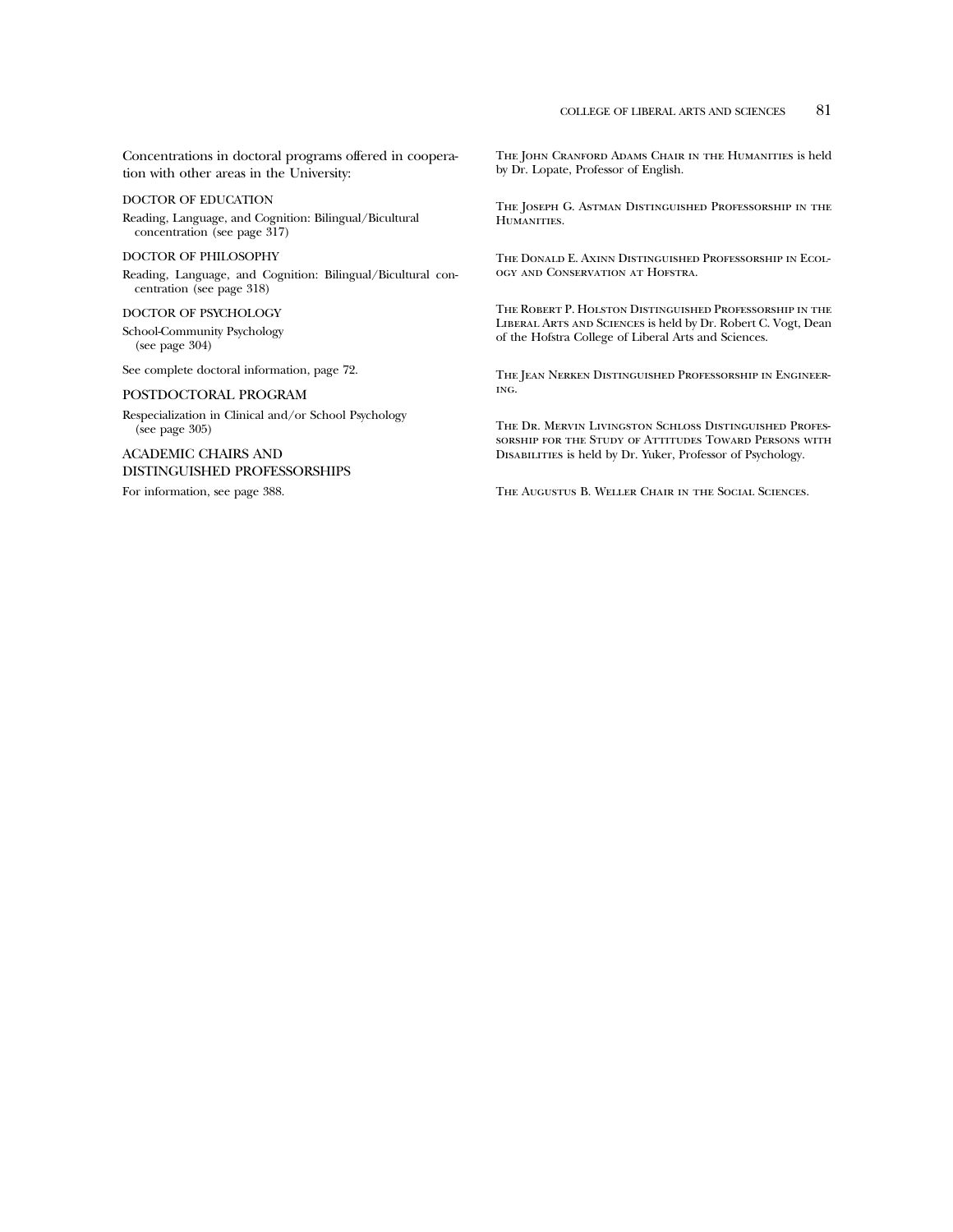Concentrations in doctoral programs offered in cooperation with other areas in the University:

DOCTOR OF EDUCATION

Reading, Language, and Cognition: Bilingual/Bicultural concentration (see page 317)

DOCTOR OF PHILOSOPHY

Reading, Language, and Cognition: Bilingual/Bicultural concentration (see page 318)

DOCTOR OF PSYCHOLOGY

School-Community Psychology (see page 304)

See complete doctoral information, page 72.

## POSTDOCTORAL PROGRAM

Respecialization in Clinical and/or School Psychology (see page 305)

## ACADEMIC CHAIRS AND DISTINGUISHED PROFESSORSHIPS

For information, see page 388.

The John Cranford Adams Chair in the Humanities is held by Dr. Lopate, Professor of English.

The Joseph G. Astman Distinguished Professorship in the Humanities.

The Donald E. Axinn Distinguished Professorship in Ecology and Conservation at Hofstra.

The Robert P. Holston Distinguished Professorship in the Liberal Arts and Sciences is held by Dr. Robert C. Vogt, Dean of the Hofstra College of Liberal Arts and Sciences.

The Jean Nerken Distinguished Professorship in Engineering.

The Dr. Mervin Livingston Schloss Distinguished Professorship for the Study of Attitudes Toward Persons with Disabilities is held by Dr. Yuker, Professor of Psychology.

The Augustus B. Weller Chair in the Social Sciences.